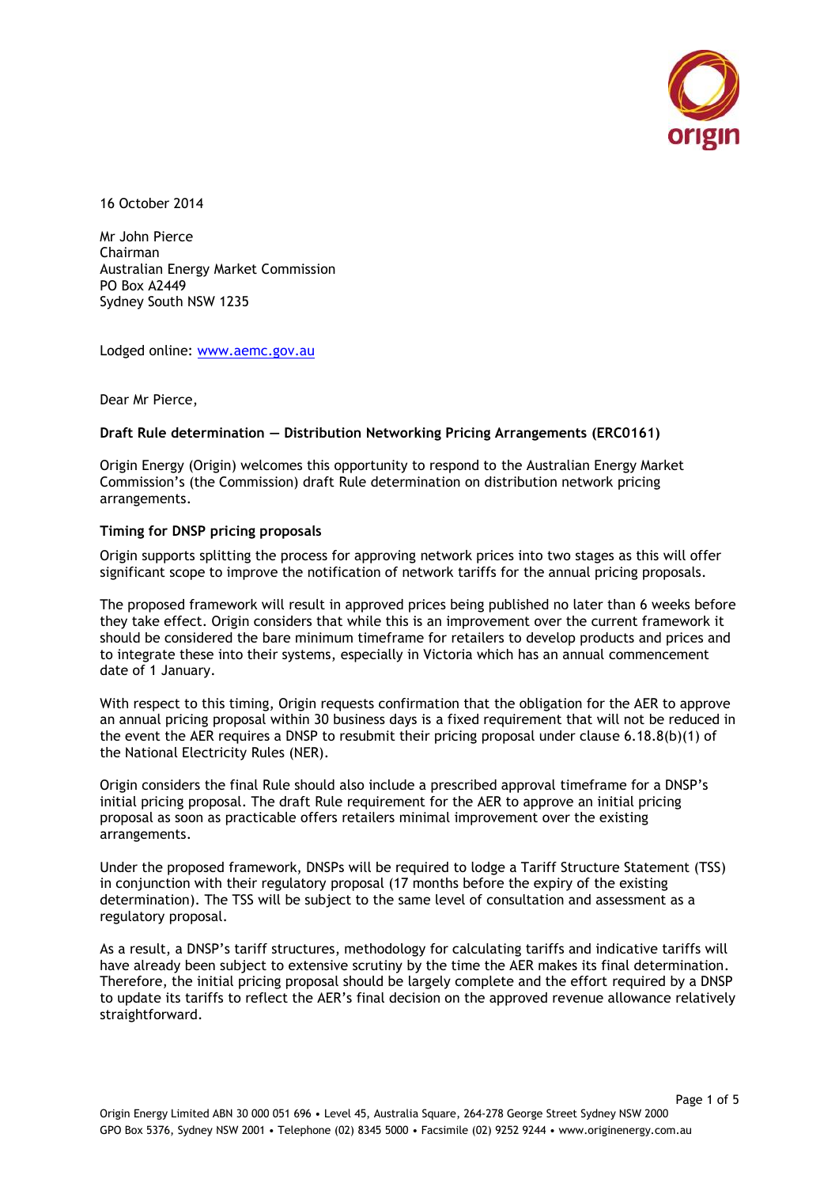16 October 2014

Mr John Pierce
Chairman
Australian Energy Market Commission
PO Box A2449
Sydney South NSW 1235

Lodged online: www.aemc.gov.au

Dear Mr Pierce,

**Draft Rule determination — Distribution Networking Pricing Arrangements (ERC0161)**

Origin Energy (Origin) welcomes this opportunity to respond to the Australian Energy Market Commission's (the Commission) draft Rule determination on distribution network pricing arrangements.

**Timing for DNSP pricing proposals**

Origin supports splitting the process for approving network prices into two stages as this will offer significant scope to improve the notification of network tariffs for the annual pricing proposals.

The proposed framework will result in approved prices being published no later than 6 weeks before they take effect. Origin considers that while this is an improvement over the current framework it should be considered the bare minimum timeframe for retailers to develop products and prices and to integrate these into their systems, especially in Victoria which has an annual commencement date of 1 January.

With respect to this timing, Origin requests confirmation that the obligation for the AER to approve an annual pricing proposal within 30 business days is a fixed requirement that will not be reduced in the event the AER requires a DNSP to resubmit their pricing proposal under clause 6.18.8(b)(1) of the National Electricity Rules (NER).

Origin considers the final Rule should also include a prescribed approval timeframe for a DNSP's initial pricing proposal. The draft Rule requirement for the AER to approve an initial pricing proposal as soon as practicable offers retailers minimal improvement over the existing arrangements.

Under the proposed framework, DNSPs will be required to lodge a Tariff Structure Statement (TSS) in conjunction with their regulatory proposal (17 months before the expiry of the existing determination). The TSS will be subject to the same level of consultation and assessment as a regulatory proposal.

As a result, a DNSP's tariff structures, methodology for calculating tariffs and indicative tariffs will have already been subject to extensive scrutiny by the time the AER makes its final determination. Therefore, the initial pricing proposal should be largely complete and the effort required by a DNSP to update its tariffs to reflect the AER's final decision on the approved revenue allowance relatively straightforward.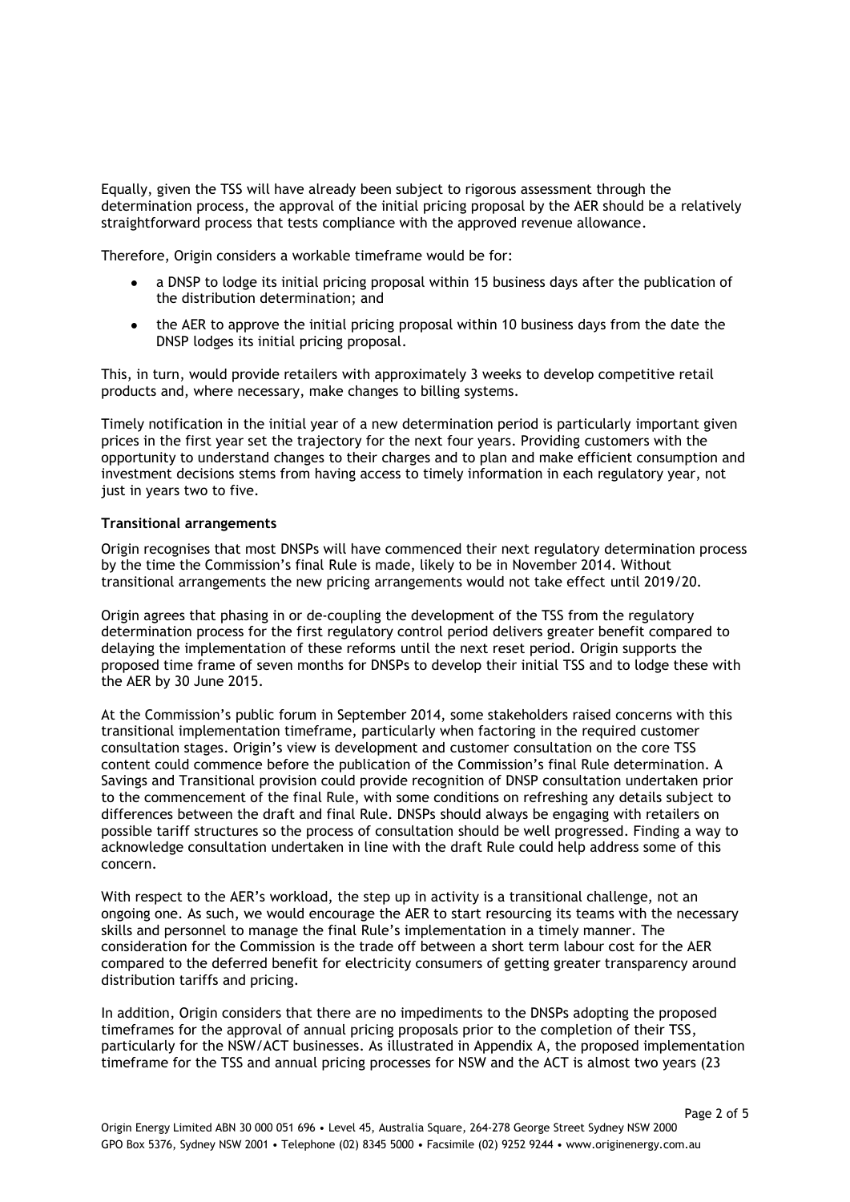Equally, given the TSS will have already been subject to rigorous assessment through the determination process, the approval of the initial pricing proposal by the AER should be a relatively straightforward process that tests compliance with the approved revenue allowance.

Therefore, Origin considers a workable timeframe would be for:

- a DNSP to lodge its initial pricing proposal within 15 business days after the publication of the distribution determination; and
- the AER to approve the initial pricing proposal within 10 business days from the date the DNSP lodges its initial pricing proposal.

This, in turn, would provide retailers with approximately 3 weeks to develop competitive retail products and, where necessary, make changes to billing systems.

Timely notification in the initial year of a new determination period is particularly important given prices in the first year set the trajectory for the next four years. Providing customers with the opportunity to understand changes to their charges and to plan and make efficient consumption and investment decisions stems from having access to timely information in each regulatory year, not just in years two to five.

**Transitional arrangements**

Origin recognises that most DNSPs will have commenced their next regulatory determination process by the time the Commission's final Rule is made, likely to be in November 2014. Without transitional arrangements the new pricing arrangements would not take effect until 2019/20.

Origin agrees that phasing in or de-coupling the development of the TSS from the regulatory determination process for the first regulatory control period delivers greater benefit compared to delaying the implementation of these reforms until the next reset period. Origin supports the proposed time frame of seven months for DNSPs to develop their initial TSS and to lodge these with the AER by 30 June 2015.

At the Commission's public forum in September 2014, some stakeholders raised concerns with this transitional implementation timeframe, particularly when factoring in the required customer consultation stages. Origin's view is development and customer consultation on the core TSS content could commence before the publication of the Commission's final Rule determination. A Savings and Transitional provision could provide recognition of DNSP consultation undertaken prior to the commencement of the final Rule, with some conditions on refreshing any details subject to differences between the draft and final Rule. DNSPs should always be engaging with retailers on possible tariff structures so the process of consultation should be well progressed. Finding a way to acknowledge consultation undertaken in line with the draft Rule could help address some of this concern.

With respect to the AER's workload, the step up in activity is a transitional challenge, not an ongoing one. As such, we would encourage the AER to start resourcing its teams with the necessary skills and personnel to manage the final Rule's implementation in a timely manner. The consideration for the Commission is the trade off between a short term labour cost for the AER compared to the deferred benefit for electricity consumers of getting greater transparency around distribution tariffs and pricing.

In addition, Origin considers that there are no impediments to the DNSPs adopting the proposed timeframes for the approval of annual pricing proposals prior to the completion of their TSS, particularly for the NSW/ACT businesses. As illustrated in Appendix A, the proposed implementation timeframe for the TSS and annual pricing processes for NSW and the ACT is almost two years (23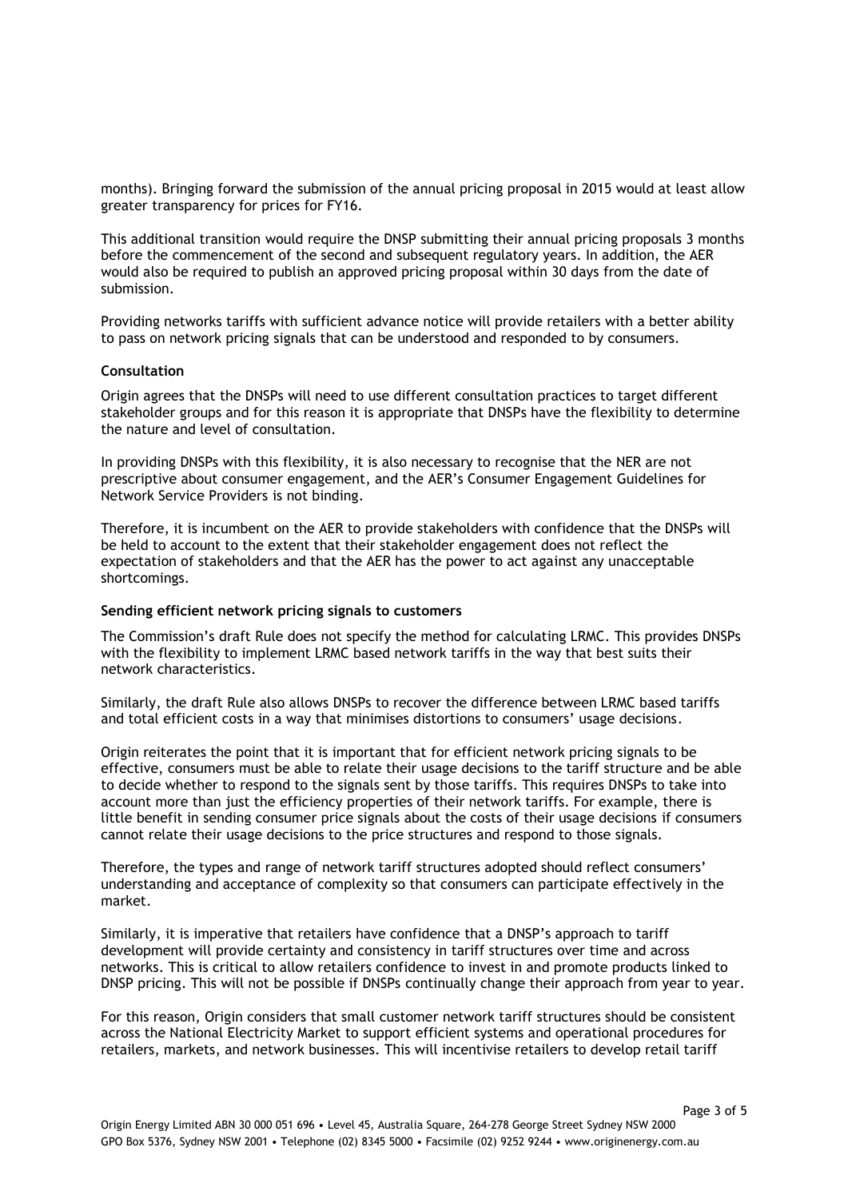months). Bringing forward the submission of the annual pricing proposal in 2015 would at least allow greater transparency for prices for FY16.

This additional transition would require the DNSP submitting their annual pricing proposals 3 months before the commencement of the second and subsequent regulatory years. In addition, the AER would also be required to publish an approved pricing proposal within 30 days from the date of submission.

Providing networks tariffs with sufficient advance notice will provide retailers with a better ability to pass on network pricing signals that can be understood and responded to by consumers.

**Consultation**

Origin agrees that the DNSPs will need to use different consultation practices to target different stakeholder groups and for this reason it is appropriate that DNSPs have the flexibility to determine the nature and level of consultation.

In providing DNSPs with this flexibility, it is also necessary to recognise that the NER are not prescriptive about consumer engagement, and the AER's Consumer Engagement Guidelines for Network Service Providers is not binding.

Therefore, it is incumbent on the AER to provide stakeholders with confidence that the DNSPs will be held to account to the extent that their stakeholder engagement does not reflect the expectation of stakeholders and that the AER has the power to act against any unacceptable shortcomings.

**Sending efficient network pricing signals to customers**

The Commission's draft Rule does not specify the method for calculating LRMC. This provides DNSPs with the flexibility to implement LRMC based network tariffs in the way that best suits their network characteristics.

Similarly, the draft Rule also allows DNSPs to recover the difference between LRMC based tariffs and total efficient costs in a way that minimises distortions to consumers' usage decisions.

Origin reiterates the point that it is important that for efficient network pricing signals to be effective, consumers must be able to relate their usage decisions to the tariff structure and be able to decide whether to respond to the signals sent by those tariffs. This requires DNSPs to take into account more than just the efficiency properties of their network tariffs. For example, there is little benefit in sending consumer price signals about the costs of their usage decisions if consumers cannot relate their usage decisions to the price structures and respond to those signals.

Therefore, the types and range of network tariff structures adopted should reflect consumers' understanding and acceptance of complexity so that consumers can participate effectively in the market.

Similarly, it is imperative that retailers have confidence that a DNSP's approach to tariff development will provide certainty and consistency in tariff structures over time and across networks. This is critical to allow retailers confidence to invest in and promote products linked to DNSP pricing. This will not be possible if DNSPs continually change their approach from year to year.

For this reason, Origin considers that small customer network tariff structures should be consistent across the National Electricity Market to support efficient systems and operational procedures for retailers, markets, and network businesses. This will incentivise retailers to develop retail tariff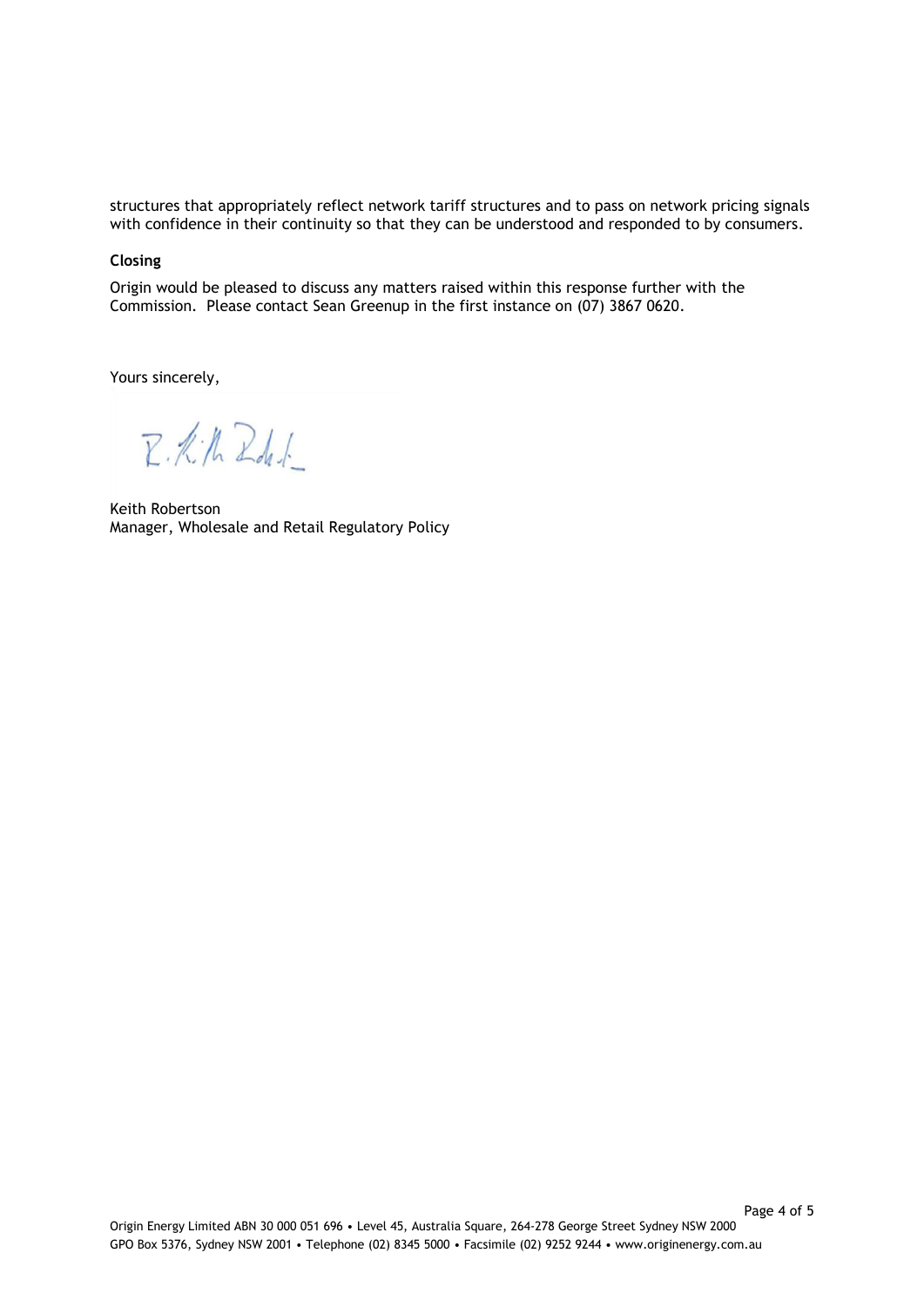structures that appropriately reflect network tariff structures and to pass on network pricing signals with confidence in their continuity so that they can be understood and responded to by consumers.

**Closing**

Origin would be pleased to discuss any matters raised within this response further with the Commission. Please contact Sean Greenup in the first instance on (07) 3867 0620.

Yours sincerely,

Keith Robertson
Manager, Wholesale and Retail Regulatory Policy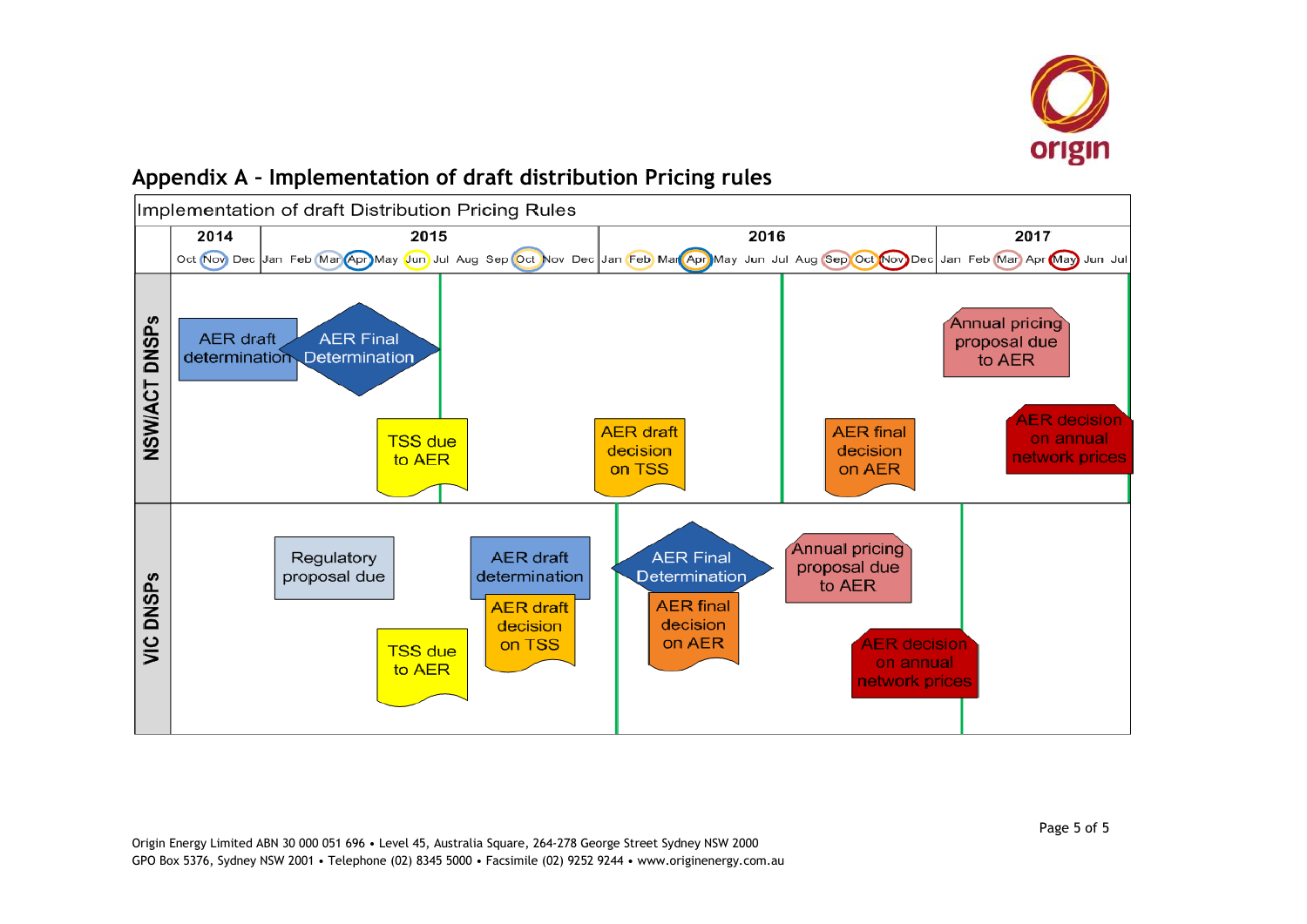## Appendix A – Implementation of draft distribution Pricing rules

Implementation of draft Distribution Pricing Rules

2014 | 2015 | 2016 | 2017

Oct Nov Dec Jan Feb Mar Apr May Jun Jul Aug Sep Oct Nov Dec Jan Feb Mar Apr May Jun Jul Aug Sep Oct Nov Dec Jan Feb Mar Apr May Jun Jul

NSW/ACT DNSPs

AER draft determination

AER Final Determination

TSS due to AER

AER draft decision on TSS

AER final decision on AER

Annual pricing proposal due to AER

AER decision on annual network prices

VIC DNSPs

Regulatory proposal due

TSS due to AER

AER draft determination

AER draft decision on TSS

AER Final Determination

AER final decision on AER

Annual pricing proposal due to AER

AER decision on annual network prices

Origin Energy Limited ABN 30 000 051 696 • Level 45, Australia Square, 264-278 George Street Sydney NSW 2000
GPO Box 5376, Sydney NSW 2001 • Telephone (02) 8345 5000 • Facsimile (02) 9252 9244 • www.originenergy.com.au